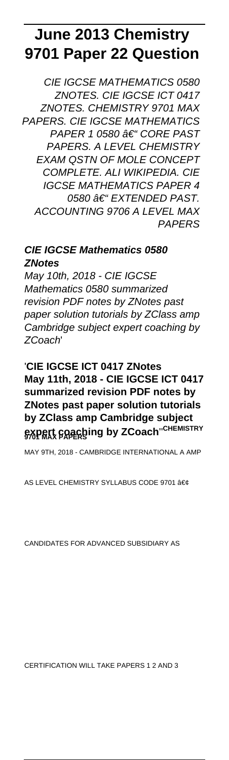# June 2013 Chemistry 9701 Paper 22 Question

CIE IGCSE MATHEMATICS 0580 ZNOTES. CIE IGCSE ICT 0417 ZNOTES. CHEMISTRY 9701 MAX PAPERS. CIE IGCSE MATHEMATICS PAPER 1 0580 â€" CORE PAST PAPERS. A LEVEL CHEMISTRY EXAM QSTN OF MOLE CONCEPT COMPLETE. ALI WIKIPEDIA. CIE IGCSE MATHEMATICS PAPER 4 0580 â€" EXTENDED PAST. ACCOUNTING 9706 A LEVEL MAX PAPERS

### CIE IGCSE Mathematics 0580 ZNotes

*May 10th, 2018 - CIE IGCSE Mathematics 0580 summarized revision PDF notes by ZNotes past paper solution tutorials by ZClass amp Cambridge subject expert coaching by ZCoach*'

'**CIE IGCSE ICT 0417 ZNotes May 11th, 2018 - CIE IGCSE ICT 0417 summarized revision PDF notes by ZNotes past paper solution tutorials by ZClass amp Cambridge subject expert coaching by ZCoach**''**CHEMISTRY 9701 MAX PAPERS**

MAY 9TH, 2018 - CAMBRIDGE INTERNATIONAL A AMP AS LEVEL CHEMISTRY SYLLABUS CODE 9701 â€¢ CANDIDATES FOR ADVANCED SUBSIDIARY AS CERTIFICATION WILL TAKE PAPERS 1 2 AND 3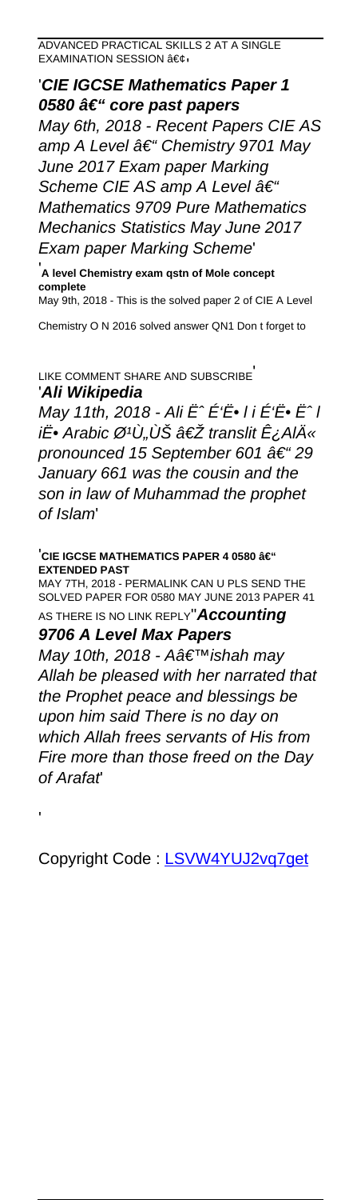ADVANCED PRACTICAL SKILLS 2 AT A SINGLE EXAMINATION SESSION â€¢'

'**CIE IGCSE Mathematics Paper 1 0580 â€“ core past papers**

*May 6th, 2018 - Recent Papers CIE AS amp A Level â€“ Chemistry 9701 May June 2017 Exam paper Marking Scheme CIE AS amp A Level â€“ Mathematics 9709 Pure Mathematics Mechanics Statistics May June 2017 Exam paper Marking Scheme*'

'**A level Chemistry exam qstn of Mole concept complete**

May 9th, 2018 - This is the solved paper 2 of CIE A Level Chemistry O N 2016 solved answer QN1 Don t forget to LIKE COMMENT SHARE AND SUBSCRIBE'

'**Ali Wikipedia**

*May 11th, 2018 - Ali Ëˆ É'Ë• l i É'Ë• Ëˆ l iË• Arabic Ø¹Ù„ÙŠ â€Ž translit Ê¿AlÄ« pronounced 15 September 601 â€“ 29 January 661 was the cousin and the son in law of Muhammad the prophet of Islam*'

'**CIE IGCSE MATHEMATICS PAPER 4 0580 â€“ EXTENDED PAST**

MAY 7TH, 2018 - PERMALINK CAN U PLS SEND THE SOLVED PAPER FOR 0580 MAY JUNE 2013 PAPER 41 AS THERE IS NO LINK REPLY''**Accounting 9706 A Level Max Papers**

*May 10th, 2018 - Aâ€™ishah may Allah be pleased with her narrated that the Prophet peace and blessings be upon him said There is no day on which Allah frees servants of His from Fire more than those freed on the Day of Arafat*'

'

Copyright Code : LSVW4YUJ2vq7get